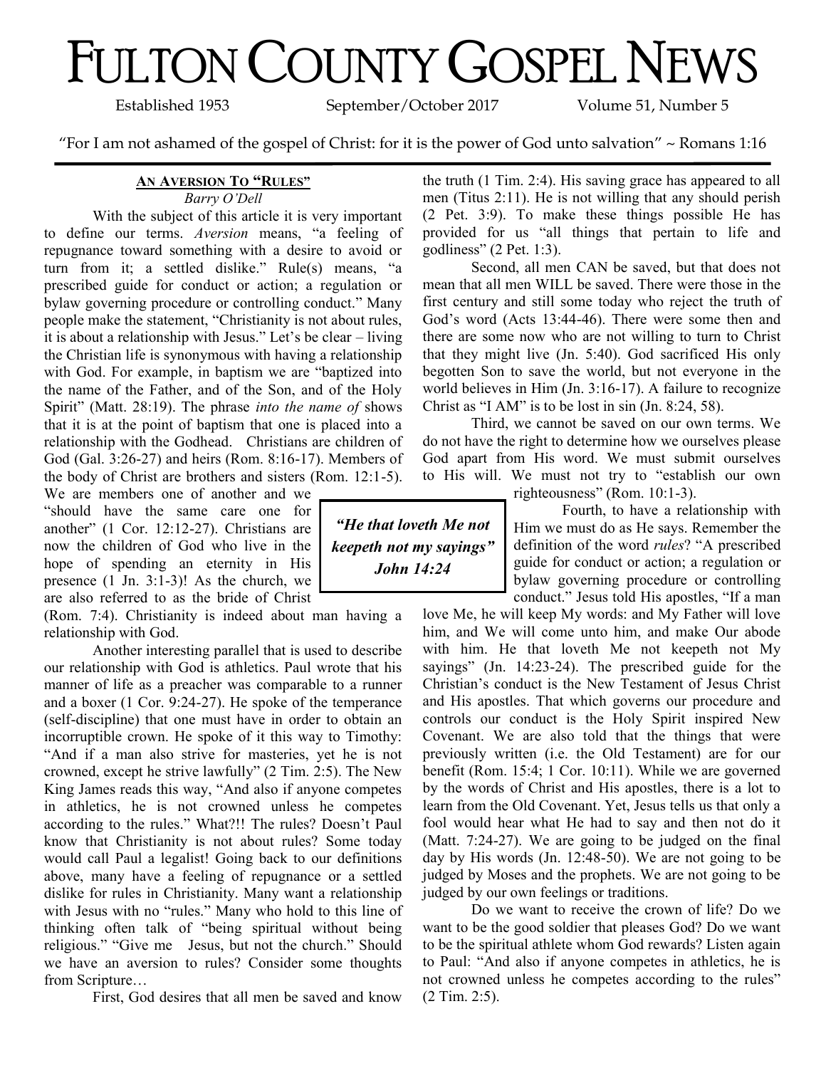# FULTON COUNTY GOSPEL NEWS

Established 1953 September/October 2017 Volume 51, Number 5

"For I am not ashamed of the gospel of Christ: for it is the power of God unto salvation" ~ Romans 1:16

## AN AVERSION TO "RULES"

*Barry O'Dell*

With the subject of this article it is very important to define our terms. *Aversion* means, "a feeling of repugnance toward something with a desire to avoid or turn from it; a settled dislike." Rule(s) means, "a prescribed guide for conduct or action; a regulation or bylaw governing procedure or controlling conduct." Many people make the statement, "Christianity is not about rules, it is about a relationship with Jesus." Let's be clear – living the Christian life is synonymous with having a relationship with God. For example, in baptism we are "baptized into the name of the Father, and of the Son, and of the Holy Spirit" (Matt. 28:19). The phrase *into the name of* shows that it is at the point of baptism that one is placed into a relationship with the Godhead. Christians are children of God (Gal. 3:26-27) and heirs (Rom. 8:16-17). Members of the body of Christ are brothers and sisters (Rom. 12:1-5). We are members one of another and we "should have the same care one for another" (1 Cor. 12:12-27). Christians are now the children of God who live in the hope of spending an eternity in His presence (1 Jn. 3:1-3)! As the church, we are also referred to as the bride of Christ (Rom. 7:4). Christianity is indeed about man having a relationship with God.

Another interesting parallel that is used to describe our relationship with God is athletics. Paul wrote that his manner of life as a preacher was comparable to a runner and a boxer (1 Cor. 9:24-27). He spoke of the temperance (self-discipline) that one must have in order to obtain an incorruptible crown. He spoke of it this way to Timothy: "And if a man also strive for masteries, yet he is not crowned, except he strive lawfully" (2 Tim. 2:5). The New King James reads this way, "And also if anyone competes in athletics, he is not crowned unless he competes according to the rules." What?!! The rules? Doesn't Paul know that Christianity is not about rules? Some today would call Paul a legalist! Going back to our definitions above, many have a feeling of repugnance or a settled dislike for rules in Christianity. Many want a relationship with Jesus with no "rules." Many who hold to this line of thinking often talk of "being spiritual without being religious." "Give me Jesus, but not the church." Should we have an aversion to rules? Consider some thoughts from Scripture…

First, God desires that all men be saved and know the truth (1 Tim. 2:4). His saving grace has appeared to all men (Titus 2:11). He is not willing that any should perish (2 Pet. 3:9). To make these things possible He has provided for us "all things that pertain to life and godliness" (2 Pet. 1:3).

Second, all men CAN be saved, but that does not mean that all men WILL be saved. There were those in the first century and still some today who reject the truth of God's word (Acts 13:44-46). There were some then and there are some now who are not willing to turn to Christ that they might live (Jn. 5:40). God sacrificed His only begotten Son to save the world, but not everyone in the world believes in Him (Jn. 3:16-17). A failure to recognize Christ as "I AM" is to be lost in sin (Jn. 8:24, 58).

Third, we cannot be saved on our own terms. We do not have the right to determine how we ourselves please God apart from His word. We must submit ourselves to His will. We must not try to "establish our own righteousness" (Rom. 10:1-3).

> ***"He that loveth Me not keepeth not my sayings" John 14:24***

Fourth, to have a relationship with Him we must do as He says. Remember the definition of the word *rules*? "A prescribed guide for conduct or action; a regulation or bylaw governing procedure or controlling conduct." Jesus told His apostles, "If a man love Me, he will keep My words: and My Father will love him, and We will come unto him, and make Our abode with him. He that loveth Me not keepeth not My sayings" (Jn. 14:23-24). The prescribed guide for the Christian's conduct is the New Testament of Jesus Christ and His apostles. That which governs our procedure and controls our conduct is the Holy Spirit inspired New Covenant. We are also told that the things that were previously written (i.e. the Old Testament) are for our benefit (Rom. 15:4; 1 Cor. 10:11). While we are governed by the words of Christ and His apostles, there is a lot to learn from the Old Covenant. Yet, Jesus tells us that only a fool would hear what He had to say and then not do it (Matt. 7:24-27). We are going to be judged on the final day by His words (Jn. 12:48-50). We are not going to be judged by Moses and the prophets. We are not going to be judged by our own feelings or traditions.

Do we want to receive the crown of life? Do we want to be the good soldier that pleases God? Do we want to be the spiritual athlete whom God rewards? Listen again to Paul: "And also if anyone competes in athletics, he is not crowned unless he competes according to the rules" (2 Tim. 2:5).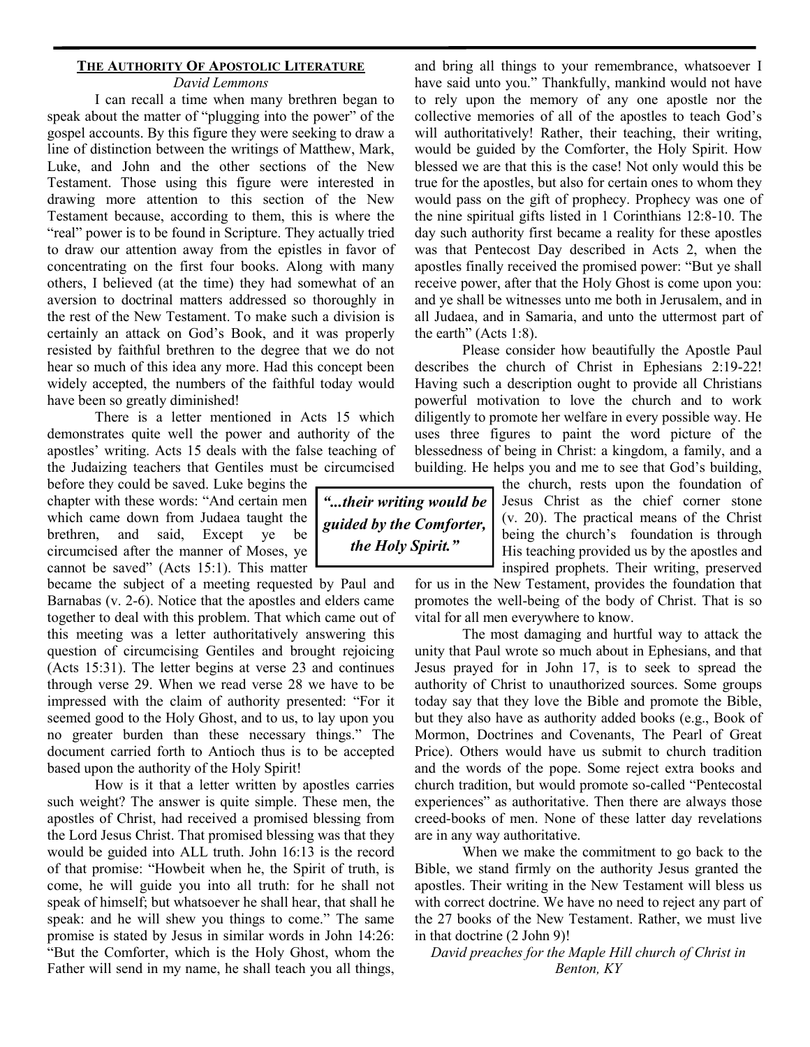## The Authority Of Apostolic Literature

*David Lemmons*

I can recall a time when many brethren began to speak about the matter of "plugging into the power" of the gospel accounts. By this figure they were seeking to draw a line of distinction between the writings of Matthew, Mark, Luke, and John and the other sections of the New Testament. Those using this figure were interested in drawing more attention to this section of the New Testament because, according to them, this is where the "real" power is to be found in Scripture. They actually tried to draw our attention away from the epistles in favor of concentrating on the first four books. Along with many others, I believed (at the time) they had somewhat of an aversion to doctrinal matters addressed so thoroughly in the rest of the New Testament. To make such a division is certainly an attack on God's Book, and it was properly resisted by faithful brethren to the degree that we do not hear so much of this idea any more. Had this concept been widely accepted, the numbers of the faithful today would have been so greatly diminished!

There is a letter mentioned in Acts 15 which demonstrates quite well the power and authority of the apostles' writing. Acts 15 deals with the false teaching of the Judaizing teachers that Gentiles must be circumcised before they could be saved. Luke begins the chapter with these words: "And certain men which came down from Judaea taught the brethren, and said, Except ye be circumcised after the manner of Moses, ye cannot be saved" (Acts 15:1). This matter became the subject of a meeting requested by Paul and Barnabas (v. 2-6). Notice that the apostles and elders came together to deal with this problem. That which came out of this meeting was a letter authoritatively answering this question of circumcising Gentiles and brought rejoicing (Acts 15:31). The letter begins at verse 23 and continues through verse 29. When we read verse 28 we have to be impressed with the claim of authority presented: "For it seemed good to the Holy Ghost, and to us, to lay upon you no greater burden than these necessary things." The document carried forth to Antioch thus is to be accepted based upon the authority of the Holy Spirit!

How is it that a letter written by apostles carries such weight? The answer is quite simple. These men, the apostles of Christ, had received a promised blessing from the Lord Jesus Christ. That promised blessing was that they would be guided into ALL truth. John 16:13 is the record of that promise: "Howbeit when he, the Spirit of truth, is come, he will guide you into all truth: for he shall not speak of himself; but whatsoever he shall hear, that shall he speak: and he will shew you things to come." The same promise is stated by Jesus in similar words in John 14:26: "But the Comforter, which is the Holy Ghost, whom the Father will send in my name, he shall teach you all things, and bring all things to your remembrance, whatsoever I have said unto you." Thankfully, mankind would not have to rely upon the memory of any one apostle nor the collective memories of all of the apostles to teach God's will authoritatively! Rather, their teaching, their writing, would be guided by the Comforter, the Holy Spirit. How blessed we are that this is the case! Not only would this be true for the apostles, but also for certain ones to whom they would pass on the gift of prophecy. Prophecy was one of the nine spiritual gifts listed in 1 Corinthians 12:8-10. The day such authority first became a reality for these apostles was that Pentecost Day described in Acts 2, when the apostles finally received the promised power: "But ye shall receive power, after that the Holy Ghost is come upon you: and ye shall be witnesses unto me both in Jerusalem, and in all Judaea, and in Samaria, and unto the uttermost part of the earth" (Acts 1:8).

> ***"...their writing would be guided by the Comforter, the Holy Spirit."***

Please consider how beautifully the Apostle Paul describes the church of Christ in Ephesians 2:19-22! Having such a description ought to provide all Christians powerful motivation to love the church and to work diligently to promote her welfare in every possible way. He uses three figures to paint the word picture of the blessedness of being in Christ: a kingdom, a family, and a building. He helps you and me to see that God's building, the church, rests upon the foundation of Jesus Christ as the chief corner stone (v. 20). The practical means of the Christ being the church's foundation is through His teaching provided us by the apostles and inspired prophets. Their writing, preserved for us in the New Testament, provides the foundation that promotes the well-being of the body of Christ. That is so vital for all men everywhere to know.

The most damaging and hurtful way to attack the unity that Paul wrote so much about in Ephesians, and that Jesus prayed for in John 17, is to seek to spread the authority of Christ to unauthorized sources. Some groups today say that they love the Bible and promote the Bible, but they also have as authority added books (e.g., Book of Mormon, Doctrines and Covenants, The Pearl of Great Price). Others would have us submit to church tradition and the words of the pope. Some reject extra books and church tradition, but would promote so-called "Pentecostal experiences" as authoritative. Then there are always those creed-books of men. None of these latter day revelations are in any way authoritative.

When we make the commitment to go back to the Bible, we stand firmly on the authority Jesus granted the apostles. Their writing in the New Testament will bless us with correct doctrine. We have no need to reject any part of the 27 books of the New Testament. Rather, we must live in that doctrine (2 John 9)!

*David preaches for the Maple Hill church of Christ in Benton, KY*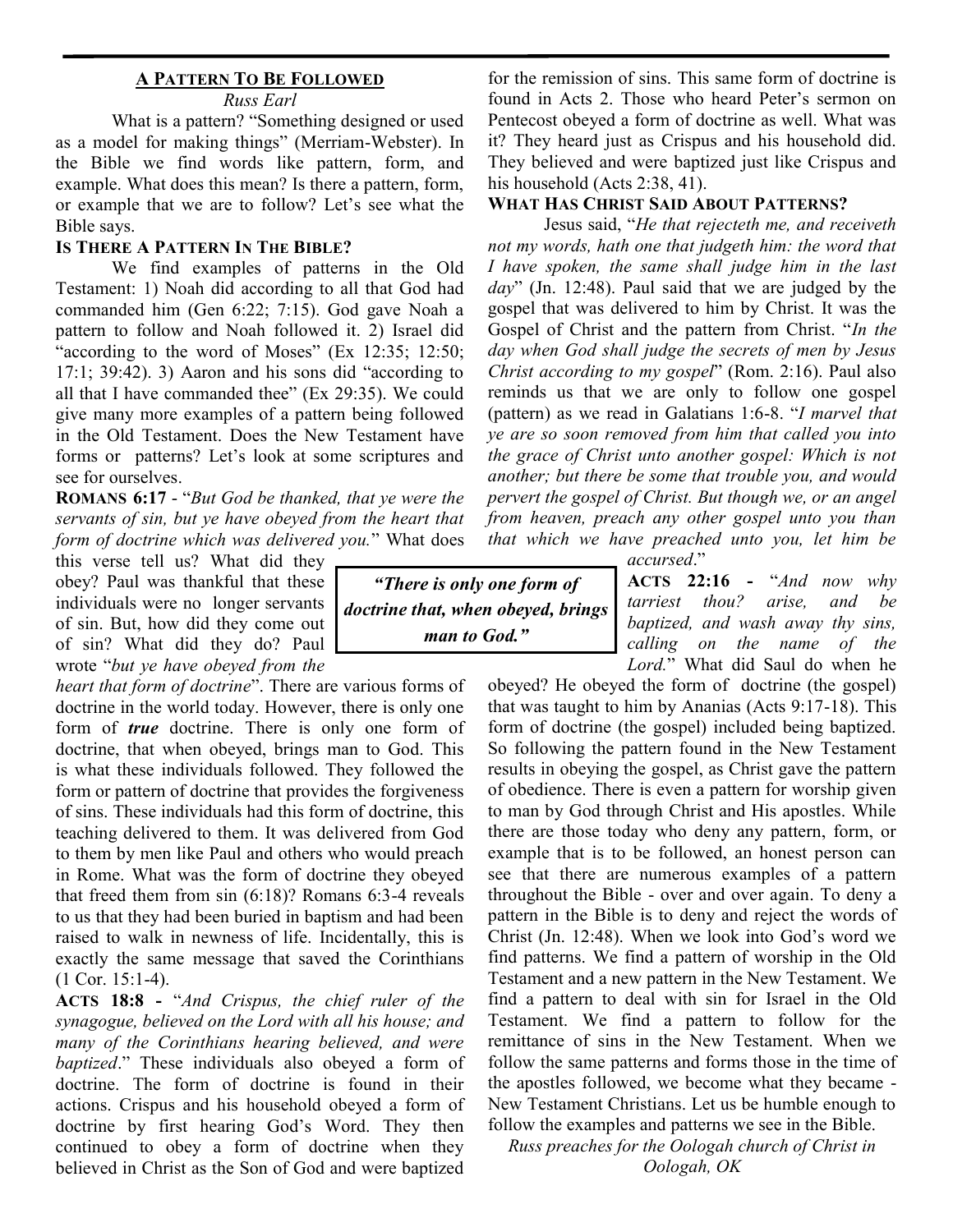## A Pattern To Be Followed

*Russ Earl*

What is a pattern? "Something designed or used as a model for making things" (Merriam-Webster). In the Bible we find words like pattern, form, and example. What does this mean? Is there a pattern, form, or example that we are to follow? Let's see what the Bible says.

### Is There A Pattern In The Bible?

We find examples of patterns in the Old Testament: 1) Noah did according to all that God had commanded him (Gen 6:22; 7:15). God gave Noah a pattern to follow and Noah followed it. 2) Israel did "according to the word of Moses" (Ex 12:35; 12:50; 17:1; 39:42). 3) Aaron and his sons did "according to all that I have commanded thee" (Ex 29:35). We could give many more examples of a pattern being followed in the Old Testament. Does the New Testament have forms or patterns? Let's look at some scriptures and see for ourselves.

**Romans 6:17** - "*But God be thanked, that ye were the servants of sin, but ye have obeyed from the heart that form of doctrine which was delivered you.*" What does this verse tell us? What did they obey? Paul was thankful that these individuals were no longer servants of sin. But, how did they come out of sin? What did they do? Paul wrote "*but ye have obeyed from the heart that form of doctrine*". There are various forms of doctrine in the world today. However, there is only one form of ***true*** doctrine. There is only one form of doctrine, that when obeyed, brings man to God. This is what these individuals followed. They followed the form or pattern of doctrine that provides the forgiveness of sins. These individuals had this form of doctrine, this teaching delivered to them. It was delivered from God to them by men like Paul and others who would preach in Rome. What was the form of doctrine they obeyed that freed them from sin (6:18)? Romans 6:3-4 reveals to us that they had been buried in baptism and had been raised to walk in newness of life. Incidentally, this is exactly the same message that saved the Corinthians (1 Cor. 15:1-4).

> ***"There is only one form of doctrine that, when obeyed, brings man to God."***

**Acts 18:8** - "*And Crispus, the chief ruler of the synagogue, believed on the Lord with all his house; and many of the Corinthians hearing believed, and were baptized*." These individuals also obeyed a form of doctrine. The form of doctrine is found in their actions. Crispus and his household obeyed a form of doctrine by first hearing God's Word. They then continued to obey a form of doctrine when they believed in Christ as the Son of God and were baptized for the remission of sins. This same form of doctrine is found in Acts 2. Those who heard Peter's sermon on Pentecost obeyed a form of doctrine as well. What was it? They heard just as Crispus and his household did. They believed and were baptized just like Crispus and his household (Acts 2:38, 41).

### What Has Christ Said About Patterns?

Jesus said, "*He that rejecteth me, and receiveth not my words, hath one that judgeth him: the word that I have spoken, the same shall judge him in the last day*" (Jn. 12:48). Paul said that we are judged by the gospel that was delivered to him by Christ. It was the Gospel of Christ and the pattern from Christ. "*In the day when God shall judge the secrets of men by Jesus Christ according to my gospel*" (Rom. 2:16). Paul also reminds us that we are only to follow one gospel (pattern) as we read in Galatians 1:6-8. "*I marvel that ye are so soon removed from him that called you into the grace of Christ unto another gospel: Which is not another; but there be some that trouble you, and would pervert the gospel of Christ. But though we, or an angel from heaven, preach any other gospel unto you than that which we have preached unto you, let him be accursed*."

**Acts 22:16** - "*And now why tarriest thou? arise, and be baptized, and wash away thy sins, calling on the name of the Lord.*" What did Saul do when he obeyed? He obeyed the form of doctrine (the gospel) that was taught to him by Ananias (Acts 9:17-18). This form of doctrine (the gospel) included being baptized. So following the pattern found in the New Testament results in obeying the gospel, as Christ gave the pattern of obedience. There is even a pattern for worship given to man by God through Christ and His apostles. While there are those today who deny any pattern, form, or example that is to be followed, an honest person can see that there are numerous examples of a pattern throughout the Bible - over and over again. To deny a pattern in the Bible is to deny and reject the words of Christ (Jn. 12:48). When we look into God's word we find patterns. We find a pattern of worship in the Old Testament and a new pattern in the New Testament. We find a pattern to deal with sin for Israel in the Old Testament. We find a pattern to follow for the remittance of sins in the New Testament. When we follow the same patterns and forms those in the time of the apostles followed, we become what they became - New Testament Christians. Let us be humble enough to follow the examples and patterns we see in the Bible.

*Russ preaches for the Oologah church of Christ in Oologah, OK*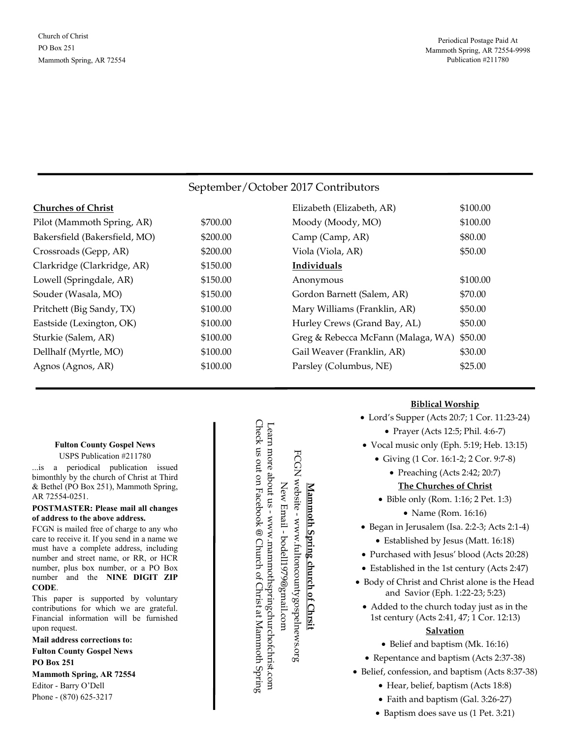Church of Christ
PO Box 251
Mammoth Spring, AR 72554

Periodical Postage Paid At
Mammoth Spring, AR 72554-9998
Publication #211780

## September/October 2017 Contributors

| | | | |
|---|---|---|---|
| **Churches of Christ** | | Elizabeth (Elizabeth, AR) | $100.00 |
| Pilot (Mammoth Spring, AR) | $700.00 | Moody (Moody, MO) | $100.00 |
| Bakersfield (Bakersfield, MO) | $200.00 | Camp (Camp, AR) | $80.00 |
| Crossroads (Gepp, AR) | $200.00 | Viola (Viola, AR) | $50.00 |
| Clarkridge (Clarkridge, AR) | $150.00 | **Individuals** | |
| Lowell (Springdale, AR) | $150.00 | Anonymous | $100.00 |
| Souder (Wasala, MO) | $150.00 | Gordon Barnett (Salem, AR) | $70.00 |
| Pritchett (Big Sandy, TX) | $100.00 | Mary Williams (Franklin, AR) | $50.00 |
| Eastside (Lexington, OK) | $100.00 | Hurley Crews (Grand Bay, AL) | $50.00 |
| Sturkie (Salem, AR) | $100.00 | Greg & Rebecca McFann (Malaga, WA) | $50.00 |
| Dellhalf (Myrtle, MO) | $100.00 | Gail Weaver (Franklin, AR) | $30.00 |
| Agnos (Agnos, AR) | $100.00 | Parsley (Columbus, NE) | $25.00 |

**Fulton County Gospel News**
USPS Publication #211780

...is a periodical publication issued bimonthly by the church of Christ at Third & Bethel (PO Box 251), Mammoth Spring, AR 72554-0251.

**POSTMASTER: Please mail all changes of address to the above address.**

FCGN is mailed free of charge to any who care to receive it. If you send in a name we must have a complete address, including number and street name, or RR, or HCR number, plus box number, or a PO Box number and the **NINE DIGIT ZIP CODE**.

This paper is supported by voluntary contributions for which we are grateful. Financial information will be furnished upon request.

**Mail address corrections to:**
**Fulton County Gospel News**
**PO Box 251**
**Mammoth Spring, AR 72554**
Editor - Barry O'Dell
Phone - (870) 625-3217

**Mammoth Spring church of Chrsit**
FCGN website - www.fultoncountygospelnews.org
New Email - bodell1979@gmail.com
Learn more about us - www.mammothspringchurchofchrist.com
Check us out on Facebook @ Church of Christ at Mammoth Spring

**Biblical Worship**

- Lord's Supper (Acts 20:7; 1 Cor. 11:23-24)
- Prayer (Acts 12:5; Phil. 4:6-7)
- Vocal music only (Eph. 5:19; Heb. 13:15)
- Giving (1 Cor. 16:1-2; 2 Cor. 9:7-8)
- Preaching (Acts 2:42; 20:7)

**The Churches of Christ**

- Bible only (Rom. 1:16; 2 Pet. 1:3)
- Name (Rom. 16:16)
- Began in Jerusalem (Isa. 2:2-3; Acts 2:1-4)
- Established by Jesus (Matt. 16:18)
- Purchased with Jesus' blood (Acts 20:28)
- Established in the 1st century (Acts 2:47)
- Body of Christ and Christ alone is the Head and Savior (Eph. 1:22-23; 5:23)
- Added to the church today just as in the 1st century (Acts 2:41, 47; 1 Cor. 12:13)

**Salvation**

- Belief and baptism (Mk. 16:16)
- Repentance and baptism (Acts 2:37-38)
- Belief, confession, and baptism (Acts 8:37-38)
- Hear, belief, baptism (Acts 18:8)
- Faith and baptism (Gal. 3:26-27)
- Baptism does save us (1 Pet. 3:21)